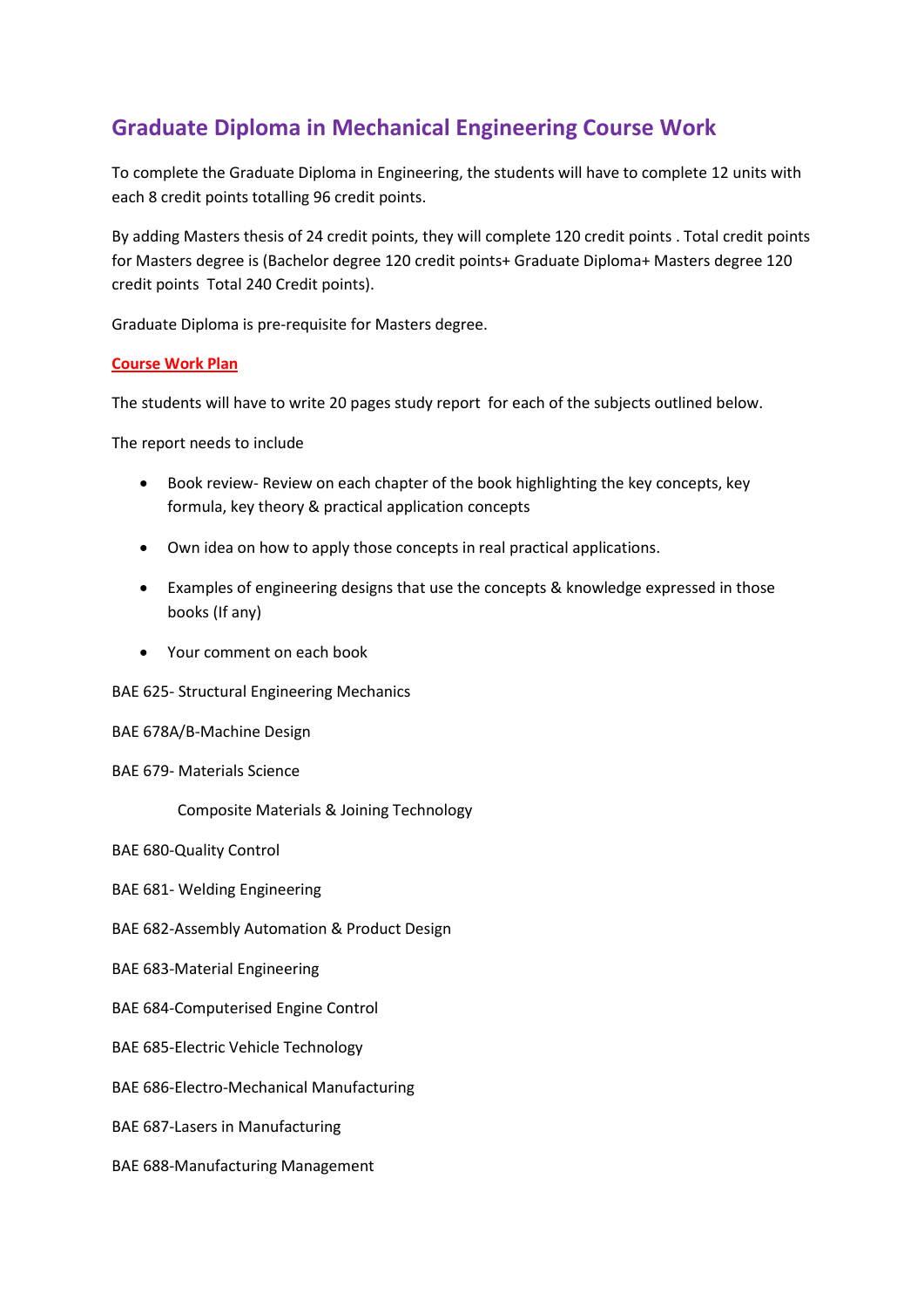# Graduate Diploma in Mechanical Engineering Course Work

To complete the Graduate Diploma in Engineering, the students will have to complete 12 units with each 8 credit points totalling 96 credit points.

By adding Masters thesis of 24 credit points, they will complete 120 credit points . Total credit points for Masters degree is (Bachelor degree 120 credit points+ Graduate Diploma+ Masters degree 120 credit points  Total 240 Credit points).

Graduate Diploma is pre-requisite for Masters degree.

**Course Work Plan**

The students will have to write 20 pages study report  for each of the subjects outlined below.

The report needs to include

- Book review- Review on each chapter of the book highlighting the key concepts, key formula, key theory & practical application concepts
- Own idea on how to apply those concepts in real practical applications.
- Examples of engineering designs that use the concepts & knowledge expressed in those books (If any)
- Your comment on each book

BAE 625- Structural Engineering Mechanics

BAE 678A/B-Machine Design

BAE 679- Materials Science

    Composite Materials & Joining Technology

BAE 680-Quality Control

BAE 681- Welding Engineering

BAE 682-Assembly Automation & Product Design

BAE 683-Material Engineering

BAE 684-Computerised Engine Control

BAE 685-Electric Vehicle Technology

BAE 686-Electro-Mechanical Manufacturing

BAE 687-Lasers in Manufacturing

BAE 688-Manufacturing Management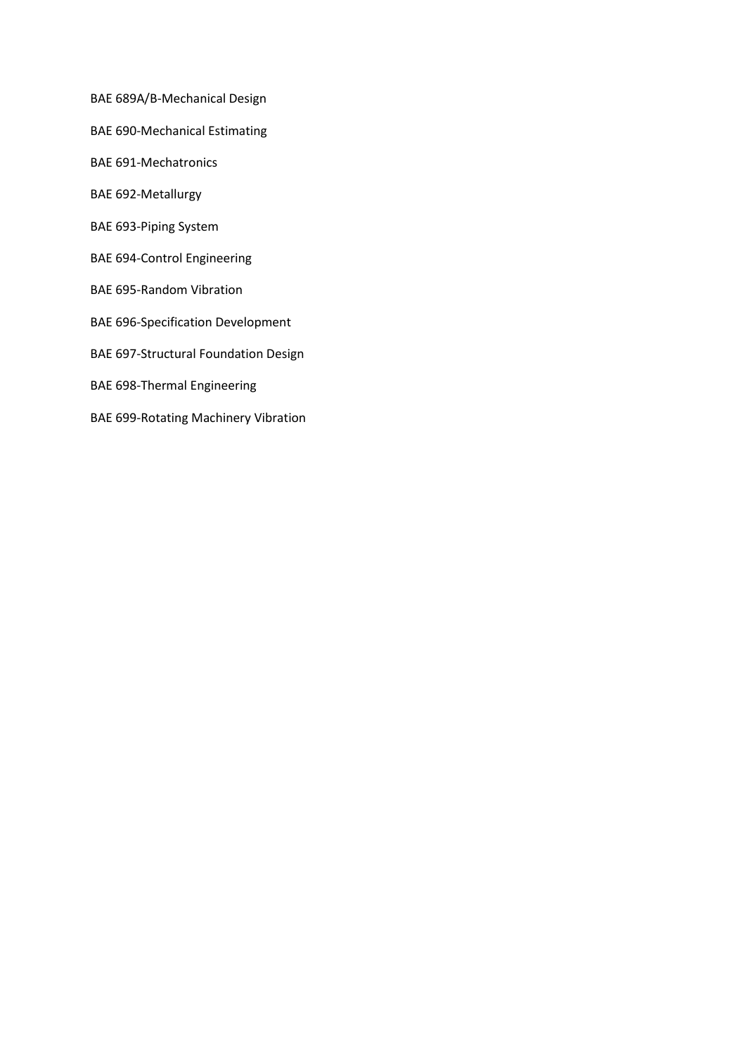BAE 689A/B-Mechanical Design

BAE 690-Mechanical Estimating

BAE 691-Mechatronics

BAE 692-Metallurgy

BAE 693-Piping System

BAE 694-Control Engineering

BAE 695-Random Vibration

BAE 696-Specification Development

BAE 697-Structural Foundation Design

BAE 698-Thermal Engineering

BAE 699-Rotating Machinery Vibration